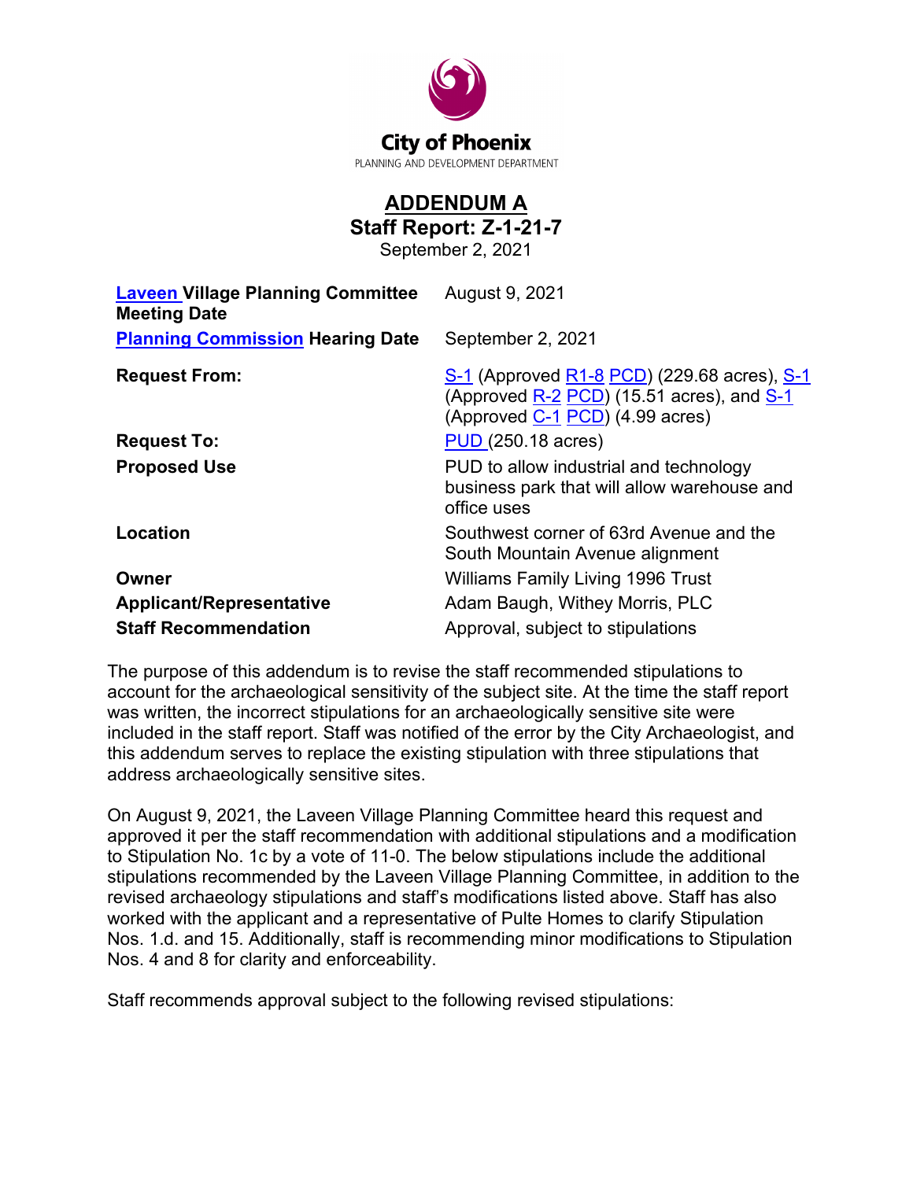City of Phoenix
PLANNING AND DEVELOPMENT DEPARTMENT

# ADDENDUM A
## Staff Report: Z-1-21-7
September 2, 2021

| | |
|---|---|
| **Laveen Village Planning Committee Meeting Date** | August 9, 2021 |
| **Planning Commission Hearing Date** | September 2, 2021 |
| **Request From:** | S-1 (Approved R1-8 PCD) (229.68 acres), S-1 (Approved R-2 PCD) (15.51 acres), and S-1 (Approved C-1 PCD) (4.99 acres) |
| **Request To:** | PUD (250.18 acres) |
| **Proposed Use** | PUD to allow industrial and technology business park that will allow warehouse and office uses |
| **Location** | Southwest corner of 63rd Avenue and the South Mountain Avenue alignment |
| **Owner** | Williams Family Living 1996 Trust |
| **Applicant/Representative** | Adam Baugh, Withey Morris, PLC |
| **Staff Recommendation** | Approval, subject to stipulations |

The purpose of this addendum is to revise the staff recommended stipulations to account for the archaeological sensitivity of the subject site. At the time the staff report was written, the incorrect stipulations for an archaeologically sensitive site were included in the staff report. Staff was notified of the error by the City Archaeologist, and this addendum serves to replace the existing stipulation with three stipulations that address archaeologically sensitive sites.

On August 9, 2021, the Laveen Village Planning Committee heard this request and approved it per the staff recommendation with additional stipulations and a modification to Stipulation No. 1c by a vote of 11-0. The below stipulations include the additional stipulations recommended by the Laveen Village Planning Committee, in addition to the revised archaeology stipulations and staff's modifications listed above. Staff has also worked with the applicant and a representative of Pulte Homes to clarify Stipulation Nos. 1.d. and 15. Additionally, staff is recommending minor modifications to Stipulation Nos. 4 and 8 for clarity and enforceability.

Staff recommends approval subject to the following revised stipulations: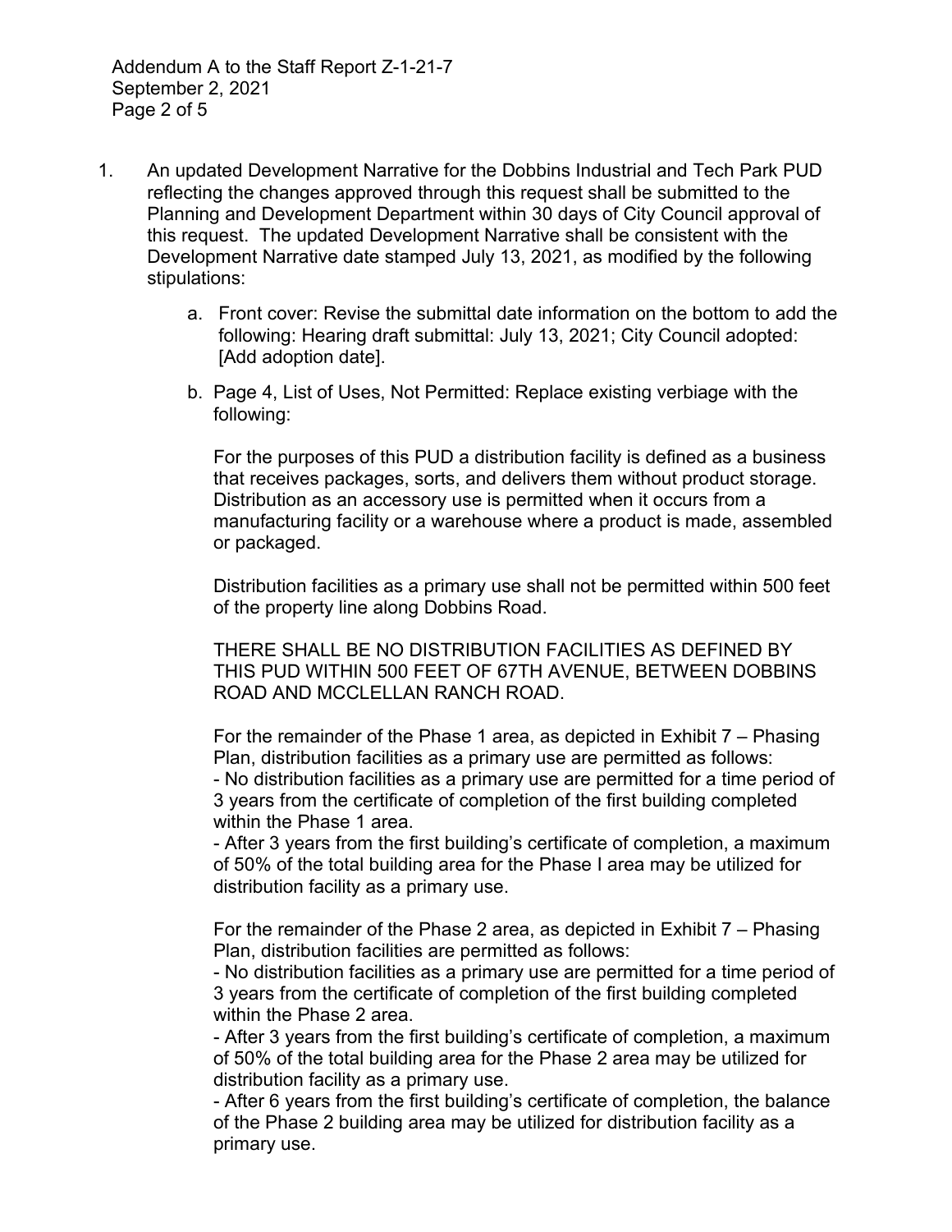1. An updated Development Narrative for the Dobbins Industrial and Tech Park PUD reflecting the changes approved through this request shall be submitted to the Planning and Development Department within 30 days of City Council approval of this request. The updated Development Narrative shall be consistent with the Development Narrative date stamped July 13, 2021, as modified by the following stipulations:

   a. Front cover: Revise the submittal date information on the bottom to add the following: Hearing draft submittal: July 13, 2021; City Council adopted: [Add adoption date].

   b. Page 4, List of Uses, Not Permitted: Replace existing verbiage with the following:

      For the purposes of this PUD a distribution facility is defined as a business that receives packages, sorts, and delivers them without product storage. Distribution as an accessory use is permitted when it occurs from a manufacturing facility or a warehouse where a product is made, assembled or packaged.

      Distribution facilities as a primary use shall not be permitted within 500 feet of the property line along Dobbins Road.

      THERE SHALL BE NO DISTRIBUTION FACILITIES AS DEFINED BY THIS PUD WITHIN 500 FEET OF 67TH AVENUE, BETWEEN DOBBINS ROAD AND MCCLELLAN RANCH ROAD.

      For the remainder of the Phase 1 area, as depicted in Exhibit 7 – Phasing Plan, distribution facilities as a primary use are permitted as follows:
      - No distribution facilities as a primary use are permitted for a time period of 3 years from the certificate of completion of the first building completed within the Phase 1 area.
      - After 3 years from the first building's certificate of completion, a maximum of 50% of the total building area for the Phase I area may be utilized for distribution facility as a primary use.

      For the remainder of the Phase 2 area, as depicted in Exhibit 7 – Phasing Plan, distribution facilities are permitted as follows:
      - No distribution facilities as a primary use are permitted for a time period of 3 years from the certificate of completion of the first building completed within the Phase 2 area.
      - After 3 years from the first building's certificate of completion, a maximum of 50% of the total building area for the Phase 2 area may be utilized for distribution facility as a primary use.
      - After 6 years from the first building's certificate of completion, the balance of the Phase 2 building area may be utilized for distribution facility as a primary use.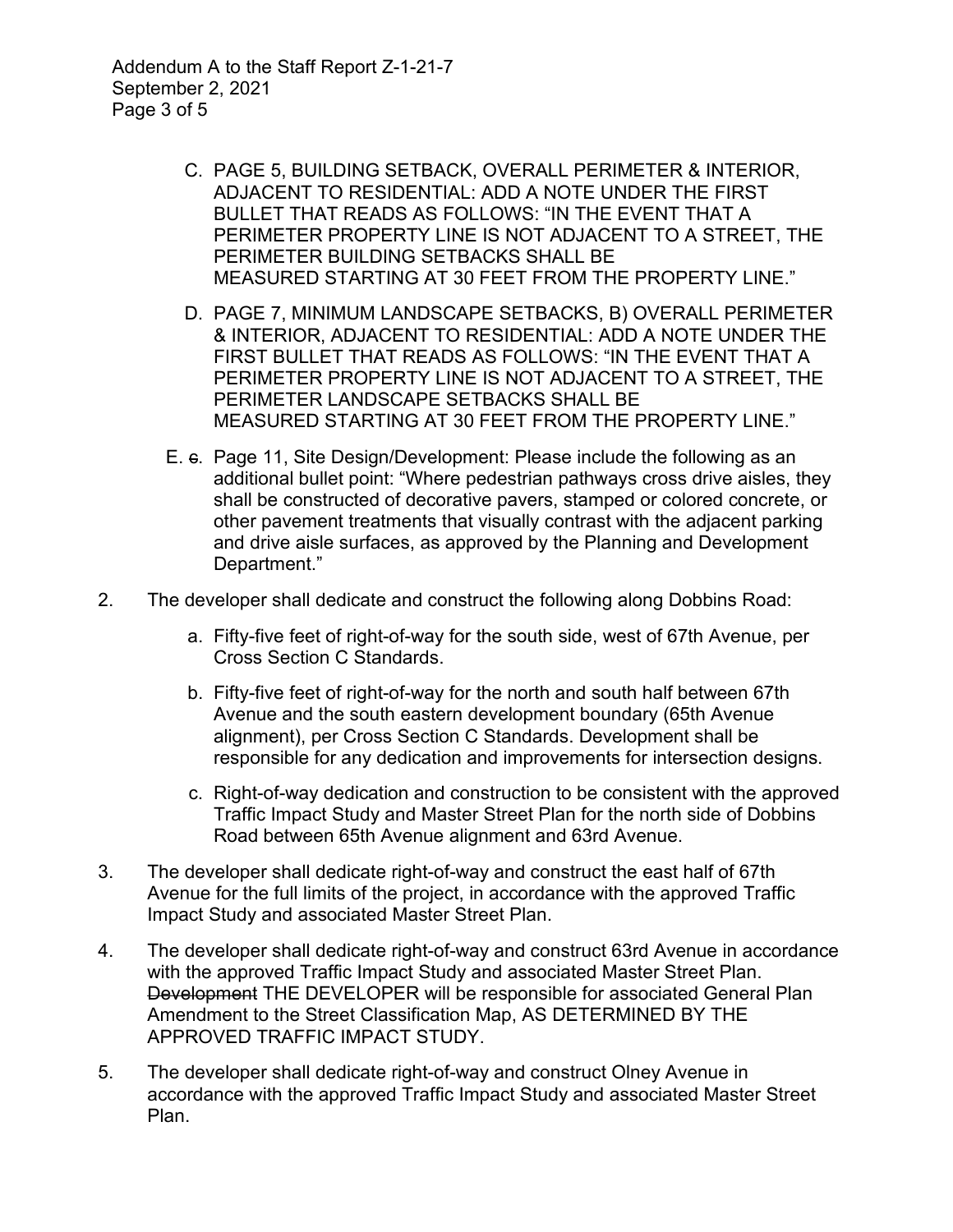C. PAGE 5, BUILDING SETBACK, OVERALL PERIMETER & INTERIOR, ADJACENT TO RESIDENTIAL: ADD A NOTE UNDER THE FIRST BULLET THAT READS AS FOLLOWS: "IN THE EVENT THAT A PERIMETER PROPERTY LINE IS NOT ADJACENT TO A STREET, THE PERIMETER BUILDING SETBACKS SHALL BE MEASURED STARTING AT 30 FEET FROM THE PROPERTY LINE."

D. PAGE 7, MINIMUM LANDSCAPE SETBACKS, B) OVERALL PERIMETER & INTERIOR, ADJACENT TO RESIDENTIAL: ADD A NOTE UNDER THE FIRST BULLET THAT READS AS FOLLOWS: "IN THE EVENT THAT A PERIMETER PROPERTY LINE IS NOT ADJACENT TO A STREET, THE PERIMETER LANDSCAPE SETBACKS SHALL BE MEASURED STARTING AT 30 FEET FROM THE PROPERTY LINE."

E. ~~c~~. Page 11, Site Design/Development: Please include the following as an additional bullet point: "Where pedestrian pathways cross drive aisles, they shall be constructed of decorative pavers, stamped or colored concrete, or other pavement treatments that visually contrast with the adjacent parking and drive aisle surfaces, as approved by the Planning and Development Department."

2. The developer shall dedicate and construct the following along Dobbins Road:

   a. Fifty-five feet of right-of-way for the south side, west of 67th Avenue, per Cross Section C Standards.

   b. Fifty-five feet of right-of-way for the north and south half between 67th Avenue and the south eastern development boundary (65th Avenue alignment), per Cross Section C Standards. Development shall be responsible for any dedication and improvements for intersection designs.

   c. Right-of-way dedication and construction to be consistent with the approved Traffic Impact Study and Master Street Plan for the north side of Dobbins Road between 65th Avenue alignment and 63rd Avenue.

3. The developer shall dedicate right-of-way and construct the east half of 67th Avenue for the full limits of the project, in accordance with the approved Traffic Impact Study and associated Master Street Plan.

4. The developer shall dedicate right-of-way and construct 63rd Avenue in accordance with the approved Traffic Impact Study and associated Master Street Plan. ~~Development~~ THE DEVELOPER will be responsible for associated General Plan Amendment to the Street Classification Map, AS DETERMINED BY THE APPROVED TRAFFIC IMPACT STUDY.

5. The developer shall dedicate right-of-way and construct Olney Avenue in accordance with the approved Traffic Impact Study and associated Master Street Plan.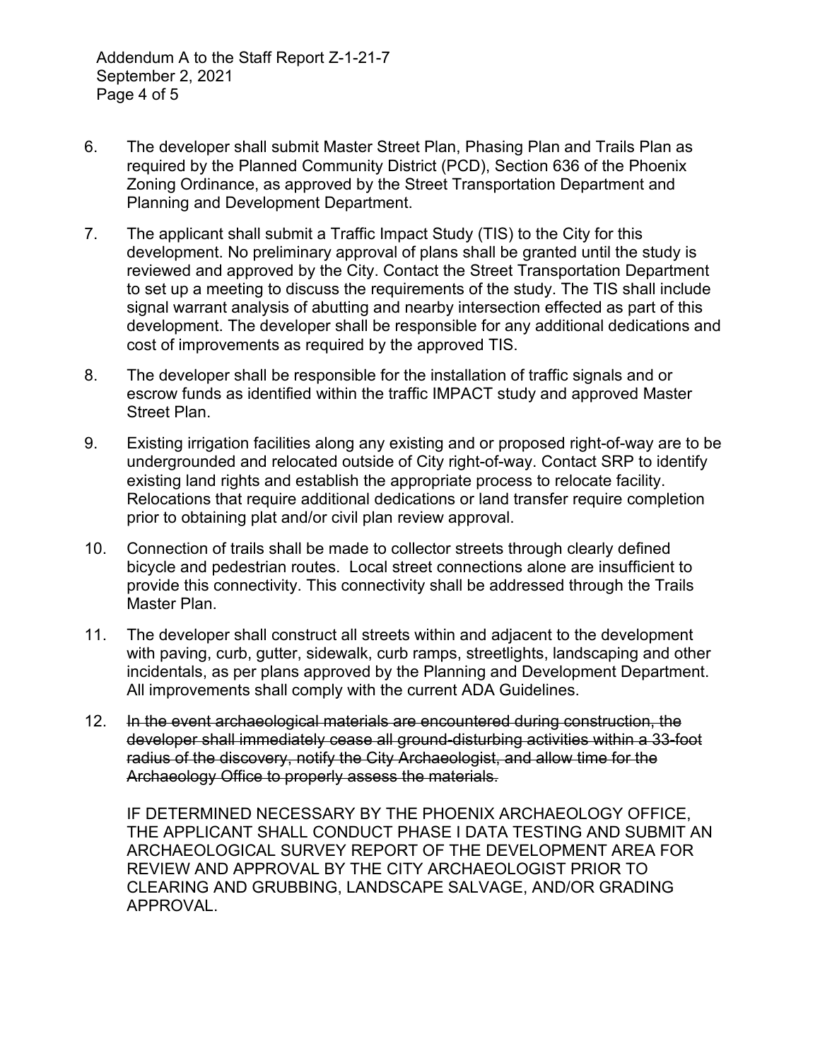6. The developer shall submit Master Street Plan, Phasing Plan and Trails Plan as required by the Planned Community District (PCD), Section 636 of the Phoenix Zoning Ordinance, as approved by the Street Transportation Department and Planning and Development Department.

7. The applicant shall submit a Traffic Impact Study (TIS) to the City for this development. No preliminary approval of plans shall be granted until the study is reviewed and approved by the City. Contact the Street Transportation Department to set up a meeting to discuss the requirements of the study. The TIS shall include signal warrant analysis of abutting and nearby intersection effected as part of this development. The developer shall be responsible for any additional dedications and cost of improvements as required by the approved TIS.

8. The developer shall be responsible for the installation of traffic signals and or escrow funds as identified within the traffic IMPACT study and approved Master Street Plan.

9. Existing irrigation facilities along any existing and or proposed right-of-way are to be undergrounded and relocated outside of City right-of-way. Contact SRP to identify existing land rights and establish the appropriate process to relocate facility. Relocations that require additional dedications or land transfer require completion prior to obtaining plat and/or civil plan review approval.

10. Connection of trails shall be made to collector streets through clearly defined bicycle and pedestrian routes. Local street connections alone are insufficient to provide this connectivity. This connectivity shall be addressed through the Trails Master Plan.

11. The developer shall construct all streets within and adjacent to the development with paving, curb, gutter, sidewalk, curb ramps, streetlights, landscaping and other incidentals, as per plans approved by the Planning and Development Department. All improvements shall comply with the current ADA Guidelines.

12. ~~In the event archaeological materials are encountered during construction, the developer shall immediately cease all ground-disturbing activities within a 33-foot radius of the discovery, notify the City Archaeologist, and allow time for the Archaeology Office to properly assess the materials.~~

    IF DETERMINED NECESSARY BY THE PHOENIX ARCHAEOLOGY OFFICE, THE APPLICANT SHALL CONDUCT PHASE I DATA TESTING AND SUBMIT AN ARCHAEOLOGICAL SURVEY REPORT OF THE DEVELOPMENT AREA FOR REVIEW AND APPROVAL BY THE CITY ARCHAEOLOGIST PRIOR TO CLEARING AND GRUBBING, LANDSCAPE SALVAGE, AND/OR GRADING APPROVAL.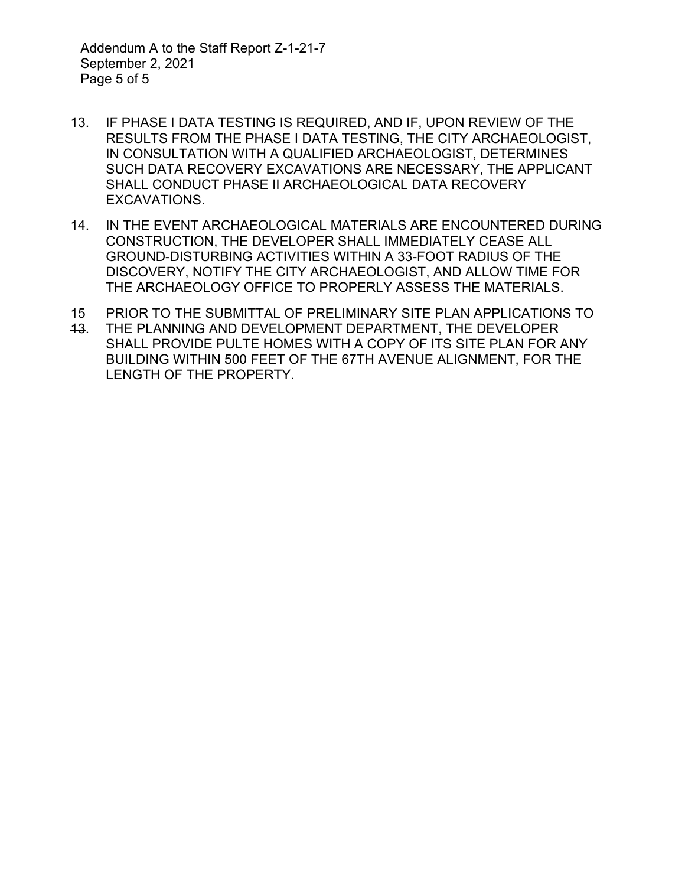Addendum A to the Staff Report Z-1-21-7
September 2, 2021

13. IF PHASE I DATA TESTING IS REQUIRED, AND IF, UPON REVIEW OF THE RESULTS FROM THE PHASE I DATA TESTING, THE CITY ARCHAEOLOGIST, IN CONSULTATION WITH A QUALIFIED ARCHAEOLOGIST, DETERMINES SUCH DATA RECOVERY EXCAVATIONS ARE NECESSARY, THE APPLICANT SHALL CONDUCT PHASE II ARCHAEOLOGICAL DATA RECOVERY EXCAVATIONS.

14. IN THE EVENT ARCHAEOLOGICAL MATERIALS ARE ENCOUNTERED DURING CONSTRUCTION, THE DEVELOPER SHALL IMMEDIATELY CEASE ALL GROUND-DISTURBING ACTIVITIES WITHIN A 33-FOOT RADIUS OF THE DISCOVERY, NOTIFY THE CITY ARCHAEOLOGIST, AND ALLOW TIME FOR THE ARCHAEOLOGY OFFICE TO PROPERLY ASSESS THE MATERIALS.

15 ~~13~~. PRIOR TO THE SUBMITTAL OF PRELIMINARY SITE PLAN APPLICATIONS TO THE PLANNING AND DEVELOPMENT DEPARTMENT, THE DEVELOPER SHALL PROVIDE PULTE HOMES WITH A COPY OF ITS SITE PLAN FOR ANY BUILDING WITHIN 500 FEET OF THE 67TH AVENUE ALIGNMENT, FOR THE LENGTH OF THE PROPERTY.